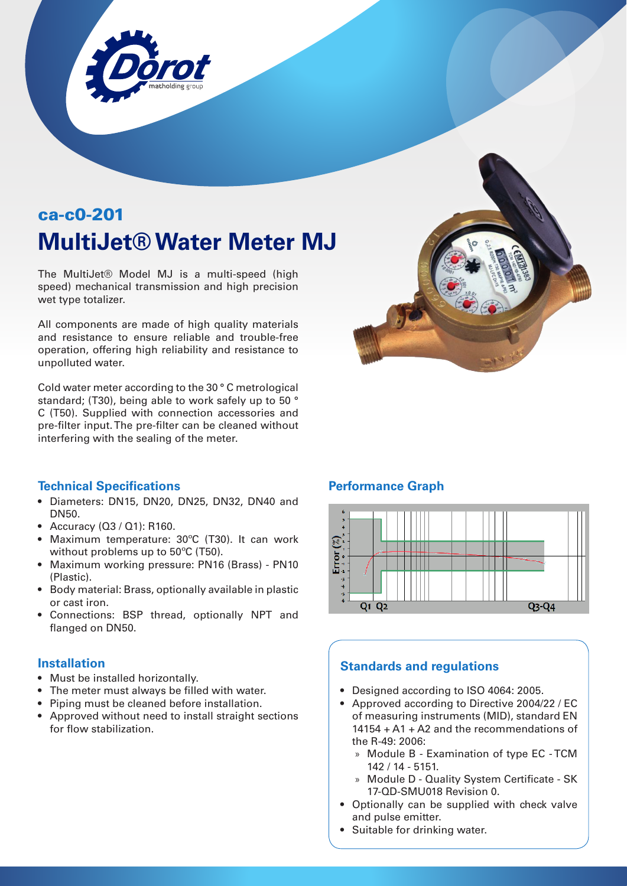ca-c0-201

# MultiJet® Water Meter MJ

The MultiJet® Model MJ is a multi-speed (high speed) mechanical transmission and high precision wet type totalizer.

All components are made of high quality materials and resistance to ensure reliable and trouble-free operation, offering high reliability and resistance to unpolluted water.

Cold water meter according to the 30 ° C metrological standard; (T30), being able to work safely up to 50 ° C (T50). Supplied with connection accessories and pre-filter input. The pre-filter can be cleaned without interfering with the sealing of the meter.

## Technical Specifications

- Diameters: DN15, DN20, DN25, DN32, DN40 and DN50.
- Accuracy (Q3 / Q1): R160.
- Maximum temperature: 30ºC (T30). It can work without problems up to 50ºC (T50).
- Maximum working pressure: PN16 (Brass) - PN10 (Plastic).
- Body material: Brass, optionally available in plastic or cast iron.
- Connections: BSP thread, optionally NPT and flanged on DN50.

## Installation

- Must be installed horizontally.
- The meter must always be filled with water.
- Piping must be cleaned before installation.
- Approved without need to install straight sections for flow stabilization.

## Performance Graph

## Standards and regulations

- Designed according to ISO 4064: 2005.
- Approved according to Directive 2004/22 / EC of measuring instruments (MID), standard EN 14154 + A1 + A2 and the recommendations of the R-49: 2006:
  - Module B - Examination of type EC - TCM 142 / 14 - 5151.
  - Module D - Quality System Certificate - SK 17-QD-SMU018 Revision 0.
- Optionally can be supplied with check valve and pulse emitter.
- Suitable for drinking water.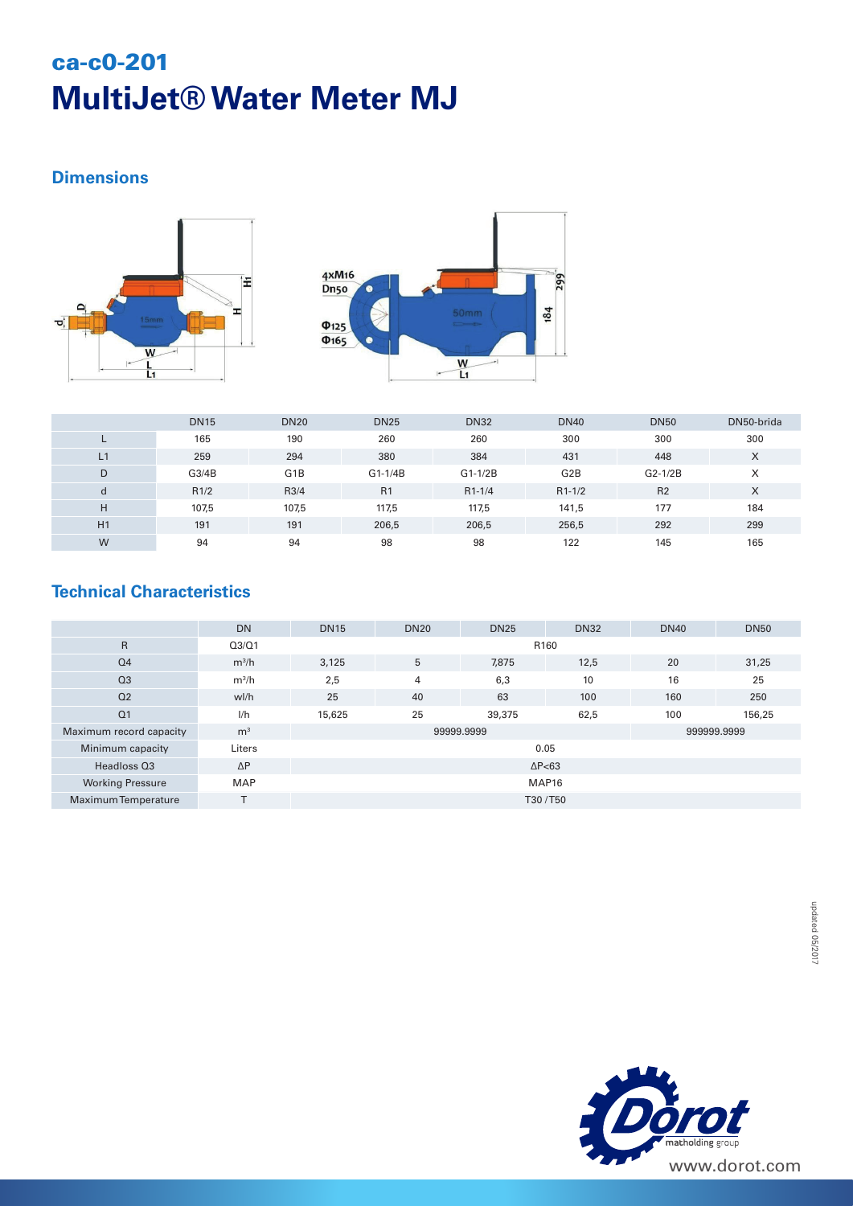# ca-c0-201

# MultiJet® Water Meter MJ

## Dimensions

|  | DN15 | DN20 | DN25 | DN32 | DN40 | DN50 | DN50-brida |
|---|---|---|---|---|---|---|---|
| L | 165 | 190 | 260 | 260 | 300 | 300 | 300 |
| L1 | 259 | 294 | 380 | 384 | 431 | 448 | X |
| D | G3/4B | G1B | G1-1/4B | G1-1/2B | G2B | G2-1/2B | X |
| d | R1/2 | R3/4 | R1 | R1-1/4 | R1-1/2 | R2 | X |
| H | 107,5 | 107,5 | 117,5 | 117,5 | 141,5 | 177 | 184 |
| H1 | 191 | 191 | 206,5 | 206,5 | 256,5 | 292 | 299 |
| W | 94 | 94 | 98 | 98 | 122 | 145 | 165 |

## Technical Characteristics

|  | DN | DN15 | DN20 | DN25 | DN32 | DN40 | DN50 |
|---|---|---|---|---|---|---|---|
| R | Q3/Q1 | R160 | | | | | |
| Q4 | m³/h | 3,125 | 5 | 7,875 | 12,5 | 20 | 31,25 |
| Q3 | m³/h | 2,5 | 4 | 6,3 | 10 | 16 | 25 |
| Q2 | wl/h | 25 | 40 | 63 | 100 | 160 | 250 |
| Q1 | l/h | 15,625 | 25 | 39,375 | 62,5 | 100 | 156,25 |
| Maximum record capacity | m³ | 99999.9999 | | | | 999999.9999 | |
| Minimum capacity | Liters | 0.05 | | | | | |
| Headloss Q3 | ΔP | ΔP<63 | | | | | |
| Working Pressure | MAP | MAP16 | | | | | |
| Maximum Temperature | T | T30 / T50 | | | | | |

updated 05/2017

www.dorot.com